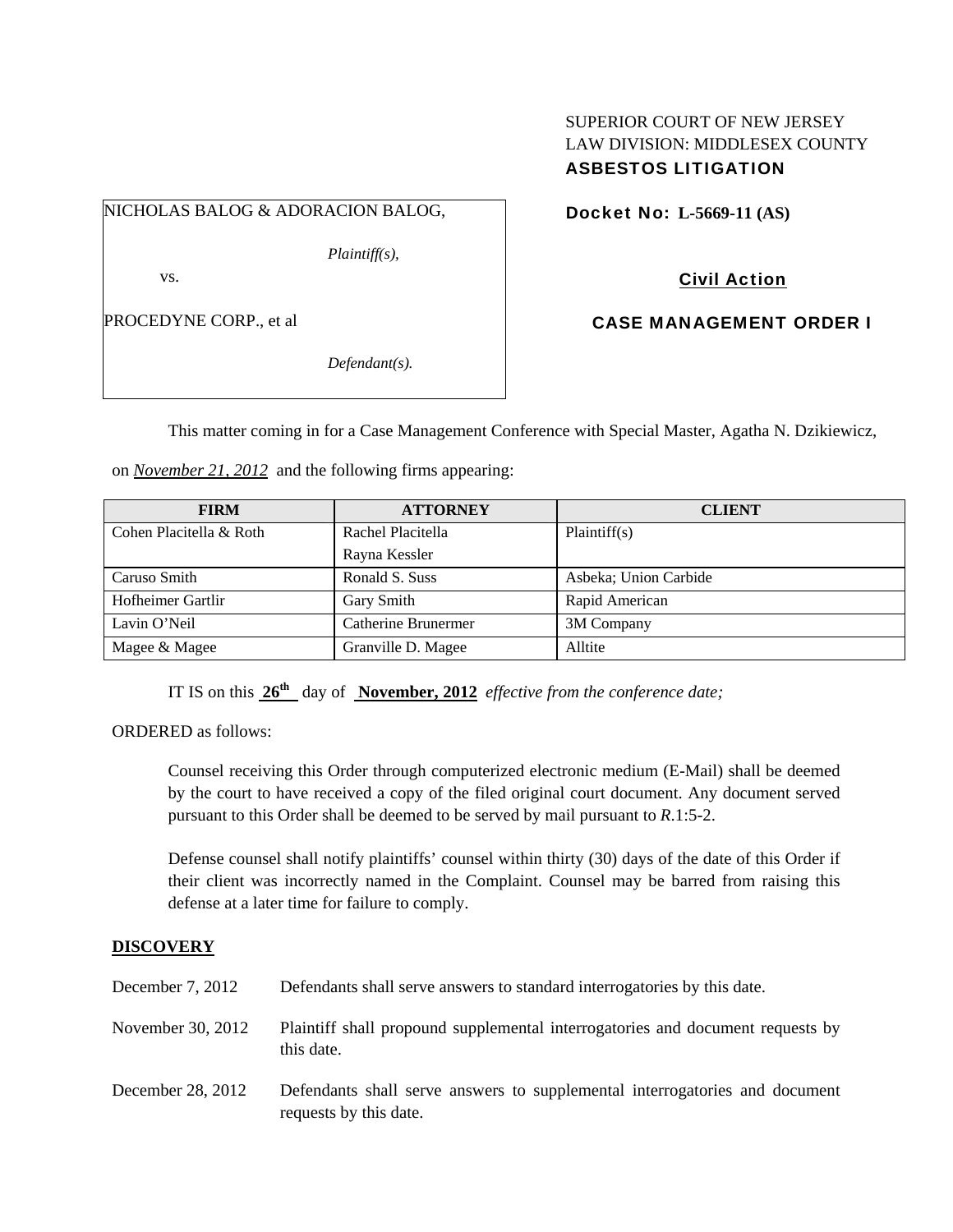SUPERIOR COURT OF NEW JERSEY
LAW DIVISION: MIDDLESEX COUNTY
**ASBESTOS LITIGATION**

NICHOLAS BALOG & ADORACION BALOG,

*Plaintiff(s),*

vs.

PROCEDYNE CORP., et al

*Defendant(s).*

**Docket No: L-5669-11 (AS)**

**Civil Action**

**CASE MANAGEMENT ORDER I**

This matter coming in for a Case Management Conference with Special Master, Agatha N. Dzikiewicz, on ***November 21, 2012*** and the following firms appearing:

| FIRM | ATTORNEY | CLIENT |
|---|---|---|
| Cohen Placitella & Roth | Rachel Placitella<br>Rayna Kessler | Plaintiff(s) |
| Caruso Smith | Ronald S. Suss | Asbeka; Union Carbide |
| Hofheimer Gartlir | Gary Smith | Rapid American |
| Lavin O'Neil | Catherine Brunermer | 3M Company |
| Magee & Magee | Granville D. Magee | Alltite |

IT IS on this **26th** day of **November, 2012** *effective from the conference date;*

ORDERED as follows:

Counsel receiving this Order through computerized electronic medium (E-Mail) shall be deemed by the court to have received a copy of the filed original court document. Any document served pursuant to this Order shall be deemed to be served by mail pursuant to *R*.1:5-2.

Defense counsel shall notify plaintiffs' counsel within thirty (30) days of the date of this Order if their client was incorrectly named in the Complaint. Counsel may be barred from raising this defense at a later time for failure to comply.

## DISCOVERY

| | |
|---|---|
| December 7, 2012 | Defendants shall serve answers to standard interrogatories by this date. |
| November 30, 2012 | Plaintiff shall propound supplemental interrogatories and document requests by this date. |
| December 28, 2012 | Defendants shall serve answers to supplemental interrogatories and document requests by this date. |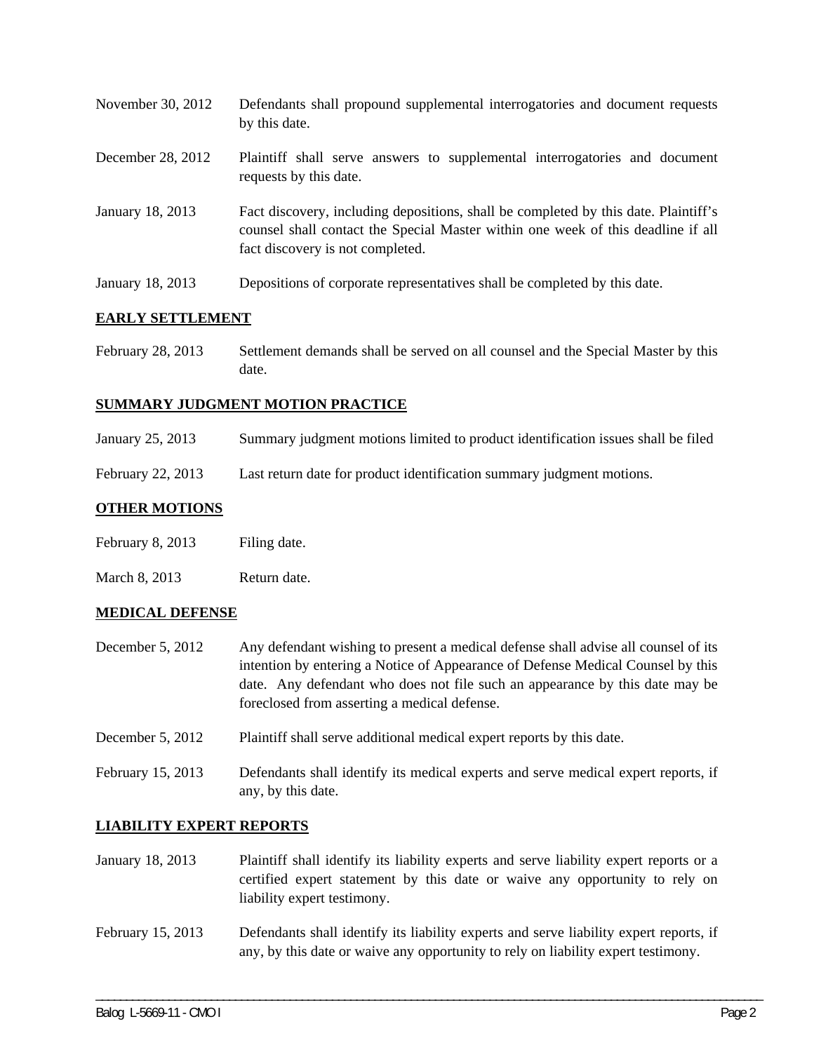| | |
|---|---|
| November 30, 2012 | Defendants shall propound supplemental interrogatories and document requests by this date. |
| December 28, 2012 | Plaintiff shall serve answers to supplemental interrogatories and document requests by this date. |
| January 18, 2013 | Fact discovery, including depositions, shall be completed by this date. Plaintiff's counsel shall contact the Special Master within one week of this deadline if all fact discovery is not completed. |
| January 18, 2013 | Depositions of corporate representatives shall be completed by this date. |

**EARLY SETTLEMENT**

| | |
|---|---|
| February 28, 2013 | Settlement demands shall be served on all counsel and the Special Master by this date. |

**SUMMARY JUDGMENT MOTION PRACTICE**

| | |
|---|---|
| January 25, 2013 | Summary judgment motions limited to product identification issues shall be filed |
| February 22, 2013 | Last return date for product identification summary judgment motions. |

**OTHER MOTIONS**

| | |
|---|---|
| February 8, 2013 | Filing date. |
| March 8, 2013 | Return date. |

**MEDICAL DEFENSE**

| | |
|---|---|
| December 5, 2012 | Any defendant wishing to present a medical defense shall advise all counsel of its intention by entering a Notice of Appearance of Defense Medical Counsel by this date. Any defendant who does not file such an appearance by this date may be foreclosed from asserting a medical defense. |
| December 5, 2012 | Plaintiff shall serve additional medical expert reports by this date. |
| February 15, 2013 | Defendants shall identify its medical experts and serve medical expert reports, if any, by this date. |

**LIABILITY EXPERT REPORTS**

| | |
|---|---|
| January 18, 2013 | Plaintiff shall identify its liability experts and serve liability expert reports or a certified expert statement by this date or waive any opportunity to rely on liability expert testimony. |
| February 15, 2013 | Defendants shall identify its liability experts and serve liability expert reports, if any, by this date or waive any opportunity to rely on liability expert testimony. |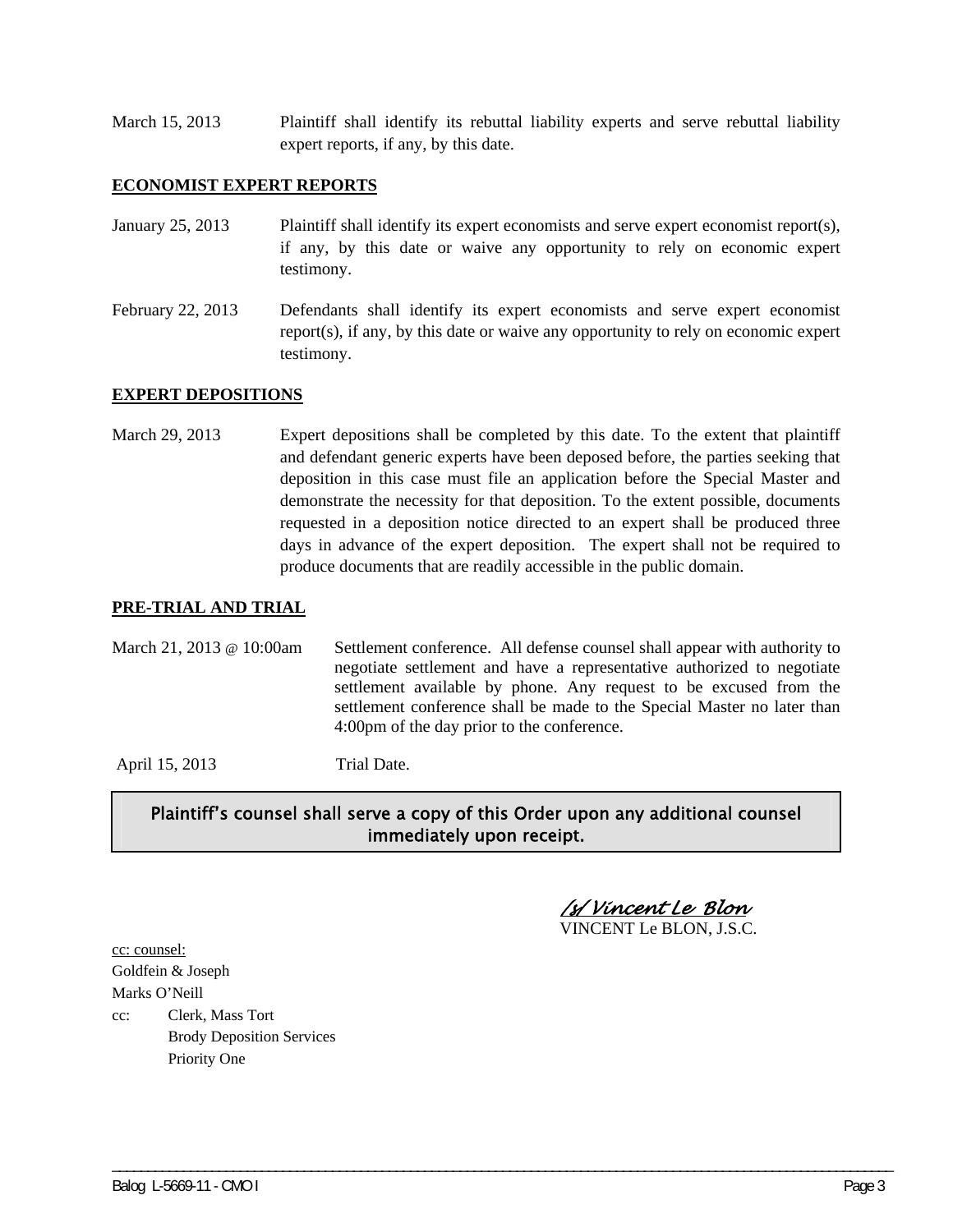March 15, 2013 Plaintiff shall identify its rebuttal liability experts and serve rebuttal liability expert reports, if any, by this date.

**ECONOMIST EXPERT REPORTS**

January 25, 2013 Plaintiff shall identify its expert economists and serve expert economist report(s), if any, by this date or waive any opportunity to rely on economic expert testimony.

February 22, 2013 Defendants shall identify its expert economists and serve expert economist report(s), if any, by this date or waive any opportunity to rely on economic expert testimony.

**EXPERT DEPOSITIONS**

March 29, 2013 Expert depositions shall be completed by this date. To the extent that plaintiff and defendant generic experts have been deposed before, the parties seeking that deposition in this case must file an application before the Special Master and demonstrate the necessity for that deposition. To the extent possible, documents requested in a deposition notice directed to an expert shall be produced three days in advance of the expert deposition. The expert shall not be required to produce documents that are readily accessible in the public domain.

**PRE-TRIAL AND TRIAL**

March 21, 2013 @ 10:00am Settlement conference. All defense counsel shall appear with authority to negotiate settlement and have a representative authorized to negotiate settlement available by phone. Any request to be excused from the settlement conference shall be made to the Special Master no later than 4:00pm of the day prior to the conference.

April 15, 2013 Trial Date.

**Plaintiff's counsel shall serve a copy of this Order upon any additional counsel immediately upon receipt.**

*/s/ Vincent Le Blon*
VINCENT Le BLON, J.S.C.

cc: counsel:
Goldfein & Joseph
Marks O'Neill

cc: Clerk, Mass Tort
Brody Deposition Services
Priority One